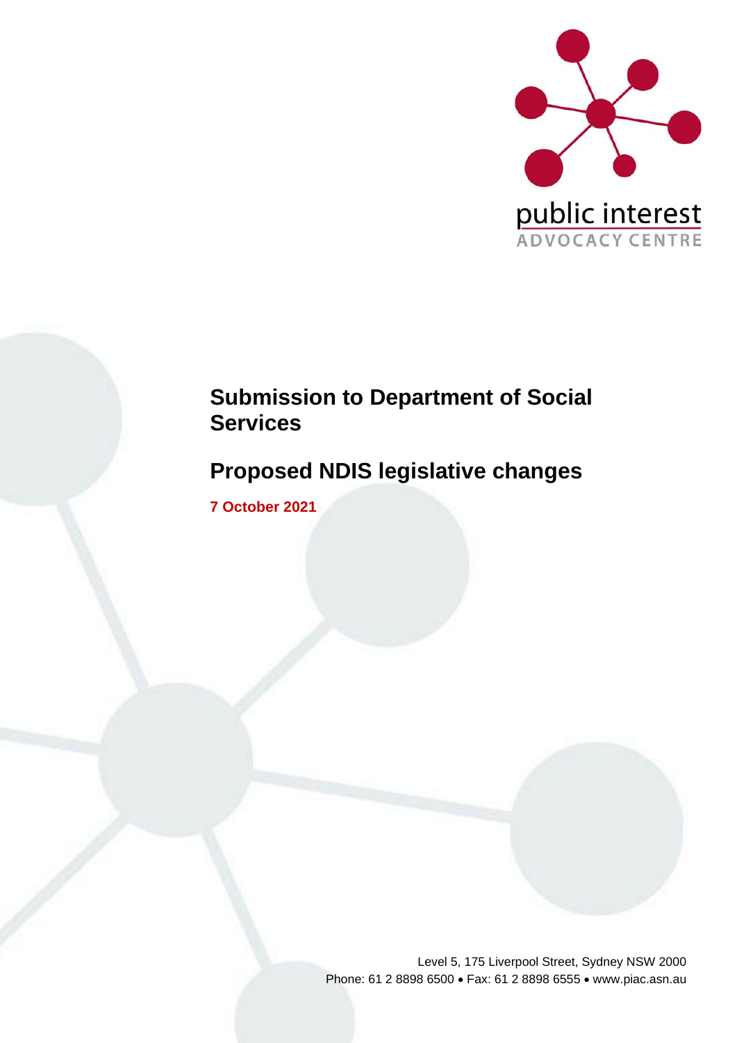public interest
ADVOCACY CENTRE

# Submission to Department of Social Services

## Proposed NDIS legislative changes

**7 October 2021**

Level 5, 175 Liverpool Street, Sydney NSW 2000
Phone: 61 2 8898 6500 • Fax: 61 2 8898 6555 • www.piac.asn.au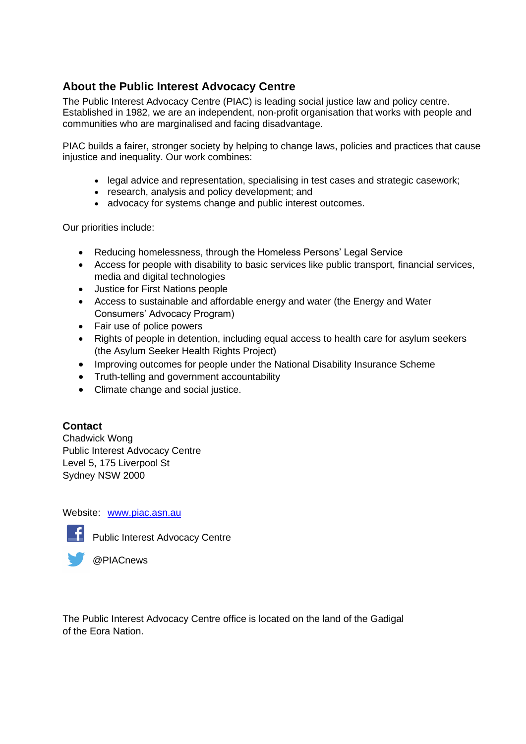## About the Public Interest Advocacy Centre

The Public Interest Advocacy Centre (PIAC) is leading social justice law and policy centre. Established in 1982, we are an independent, non-profit organisation that works with people and communities who are marginalised and facing disadvantage.

PIAC builds a fairer, stronger society by helping to change laws, policies and practices that cause injustice and inequality. Our work combines:

- legal advice and representation, specialising in test cases and strategic casework;
- research, analysis and policy development; and
- advocacy for systems change and public interest outcomes.

Our priorities include:

- Reducing homelessness, through the Homeless Persons' Legal Service
- Access for people with disability to basic services like public transport, financial services, media and digital technologies
- Justice for First Nations people
- Access to sustainable and affordable energy and water (the Energy and Water Consumers' Advocacy Program)
- Fair use of police powers
- Rights of people in detention, including equal access to health care for asylum seekers (the Asylum Seeker Health Rights Project)
- Improving outcomes for people under the National Disability Insurance Scheme
- Truth-telling and government accountability
- Climate change and social justice.

### Contact

Chadwick Wong
Public Interest Advocacy Centre
Level 5, 175 Liverpool St
Sydney NSW 2000

Website: [www.piac.asn.au](http://www.piac.asn.au)

Public Interest Advocacy Centre

@PIACnews

The Public Interest Advocacy Centre office is located on the land of the Gadigal of the Eora Nation.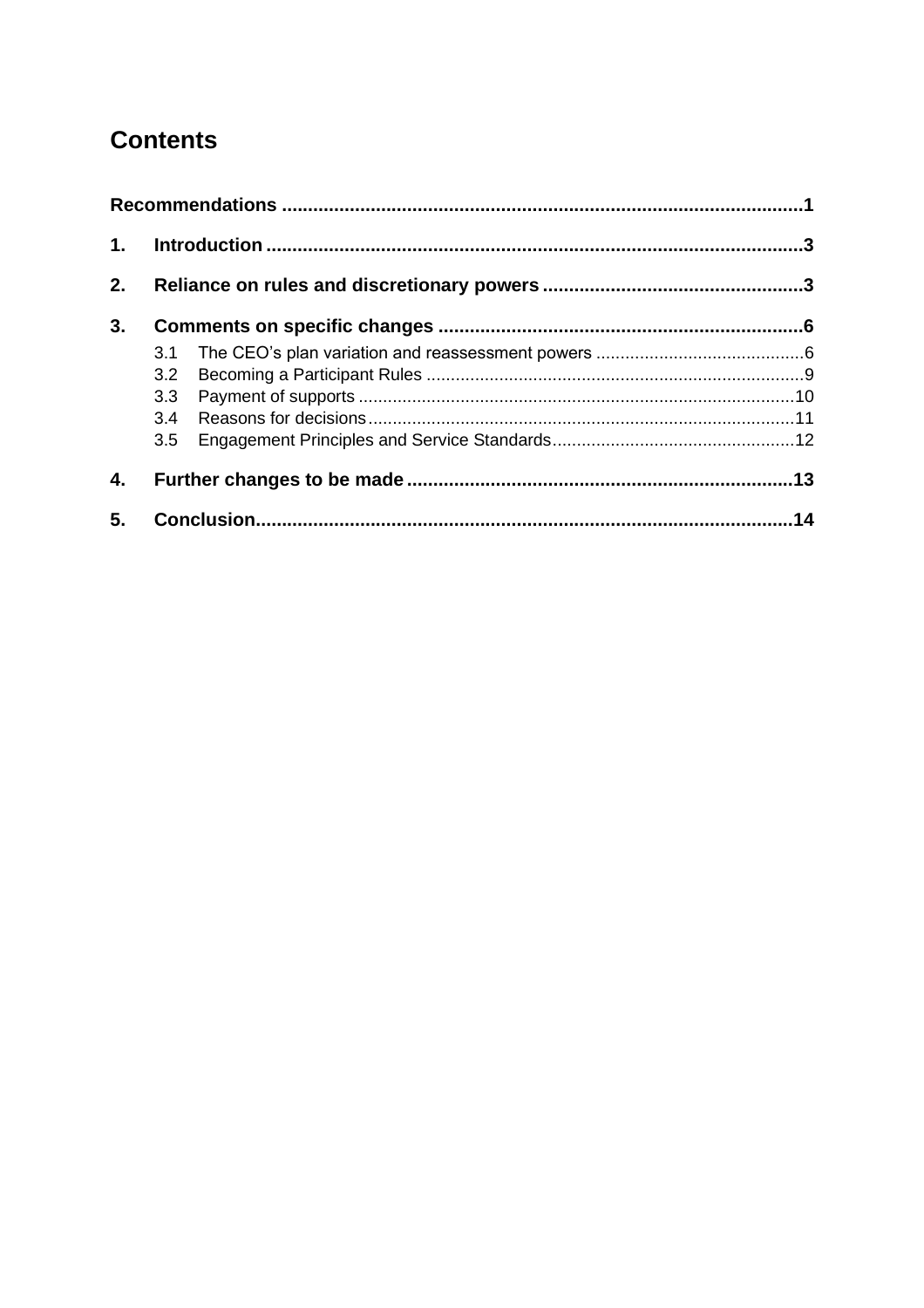# Contents

**Recommendations** ... **1**

**1. Introduction** ... **3**

**2. Reliance on rules and discretionary powers** ... **3**

**3. Comments on specific changes** ... **6**

- 3.1 The CEO's plan variation and reassessment powers ... 6
- 3.2 Becoming a Participant Rules ... 9
- 3.3 Payment of supports ... 10
- 3.4 Reasons for decisions ... 11
- 3.5 Engagement Principles and Service Standards ... 12

**4. Further changes to be made** ... **13**

**5. Conclusion** ... **14**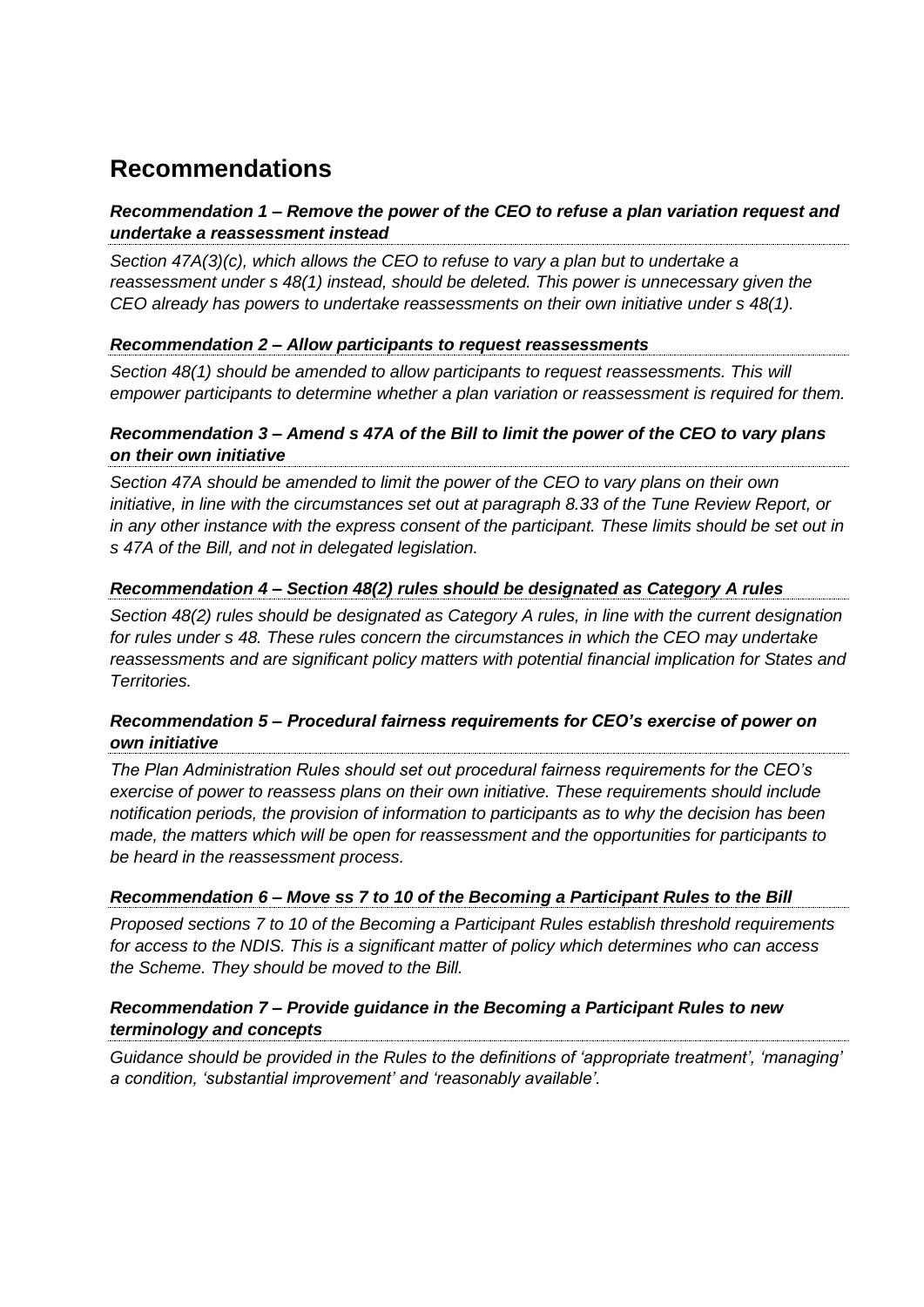# Recommendations

***Recommendation 1 – Remove the power of the CEO to refuse a plan variation request and undertake a reassessment instead***

*Section 47A(3)(c), which allows the CEO to refuse to vary a plan but to undertake a reassessment under s 48(1) instead, should be deleted. This power is unnecessary given the CEO already has powers to undertake reassessments on their own initiative under s 48(1).*

***Recommendation 2 – Allow participants to request reassessments***

*Section 48(1) should be amended to allow participants to request reassessments. This will empower participants to determine whether a plan variation or reassessment is required for them.*

***Recommendation 3 – Amend s 47A of the Bill to limit the power of the CEO to vary plans on their own initiative***

*Section 47A should be amended to limit the power of the CEO to vary plans on their own initiative, in line with the circumstances set out at paragraph 8.33 of the Tune Review Report, or in any other instance with the express consent of the participant. These limits should be set out in s 47A of the Bill, and not in delegated legislation.*

***Recommendation 4 – Section 48(2) rules should be designated as Category A rules***

*Section 48(2) rules should be designated as Category A rules, in line with the current designation for rules under s 48. These rules concern the circumstances in which the CEO may undertake reassessments and are significant policy matters with potential financial implication for States and Territories.*

***Recommendation 5 – Procedural fairness requirements for CEO's exercise of power on own initiative***

*The Plan Administration Rules should set out procedural fairness requirements for the CEO's exercise of power to reassess plans on their own initiative. These requirements should include notification periods, the provision of information to participants as to why the decision has been made, the matters which will be open for reassessment and the opportunities for participants to be heard in the reassessment process.*

***Recommendation 6 – Move ss 7 to 10 of the Becoming a Participant Rules to the Bill***

*Proposed sections 7 to 10 of the Becoming a Participant Rules establish threshold requirements for access to the NDIS. This is a significant matter of policy which determines who can access the Scheme. They should be moved to the Bill.*

***Recommendation 7 – Provide guidance in the Becoming a Participant Rules to new terminology and concepts***

*Guidance should be provided in the Rules to the definitions of 'appropriate treatment', 'managing' a condition, 'substantial improvement' and 'reasonably available'.*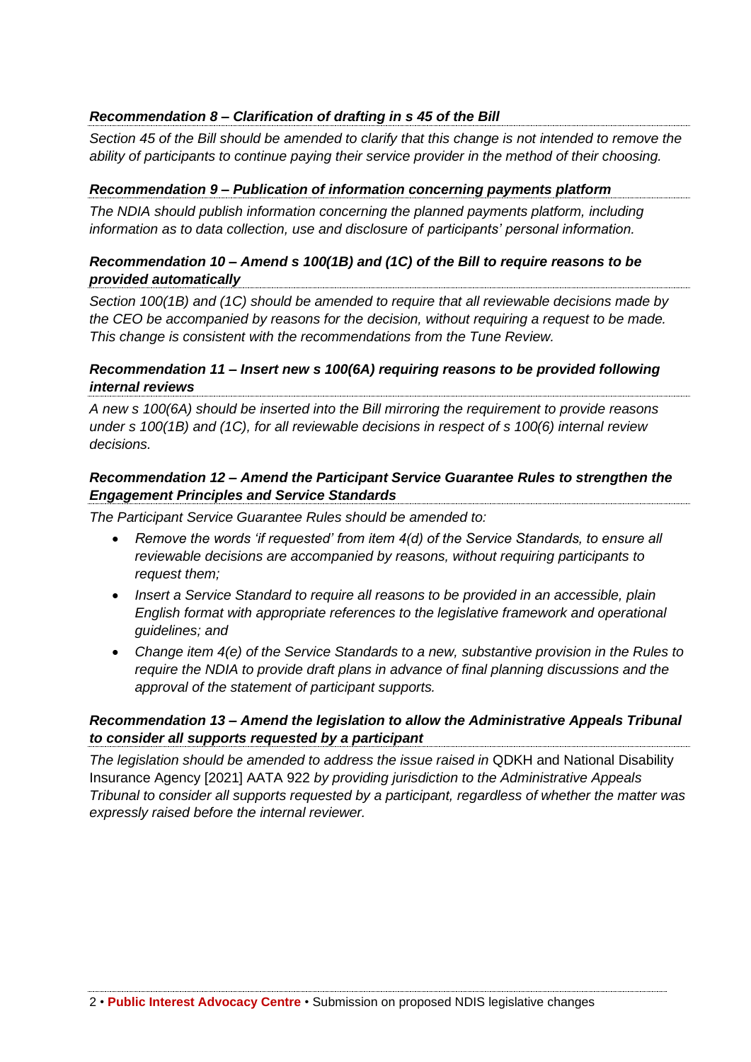### *Recommendation 8 – Clarification of drafting in s 45 of the Bill*

*Section 45 of the Bill should be amended to clarify that this change is not intended to remove the ability of participants to continue paying their service provider in the method of their choosing.*

### *Recommendation 9 – Publication of information concerning payments platform*

*The NDIA should publish information concerning the planned payments platform, including information as to data collection, use and disclosure of participants' personal information.*

### *Recommendation 10 – Amend s 100(1B) and (1C) of the Bill to require reasons to be provided automatically*

*Section 100(1B) and (1C) should be amended to require that all reviewable decisions made by the CEO be accompanied by reasons for the decision, without requiring a request to be made. This change is consistent with the recommendations from the Tune Review.*

### *Recommendation 11 – Insert new s 100(6A) requiring reasons to be provided following internal reviews*

*A new s 100(6A) should be inserted into the Bill mirroring the requirement to provide reasons under s 100(1B) and (1C), for all reviewable decisions in respect of s 100(6) internal review decisions.*

### *Recommendation 12 – Amend the Participant Service Guarantee Rules to strengthen the Engagement Principles and Service Standards*

*The Participant Service Guarantee Rules should be amended to:*

- *Remove the words 'if requested' from item 4(d) of the Service Standards, to ensure all reviewable decisions are accompanied by reasons, without requiring participants to request them;*
- *Insert a Service Standard to require all reasons to be provided in an accessible, plain English format with appropriate references to the legislative framework and operational guidelines; and*
- *Change item 4(e) of the Service Standards to a new, substantive provision in the Rules to require the NDIA to provide draft plans in advance of final planning discussions and the approval of the statement of participant supports.*

### *Recommendation 13 – Amend the legislation to allow the Administrative Appeals Tribunal to consider all supports requested by a participant*

*The legislation should be amended to address the issue raised in* QDKH and National Disability Insurance Agency [2021] AATA 922 *by providing jurisdiction to the Administrative Appeals Tribunal to consider all supports requested by a participant, regardless of whether the matter was expressly raised before the internal reviewer.*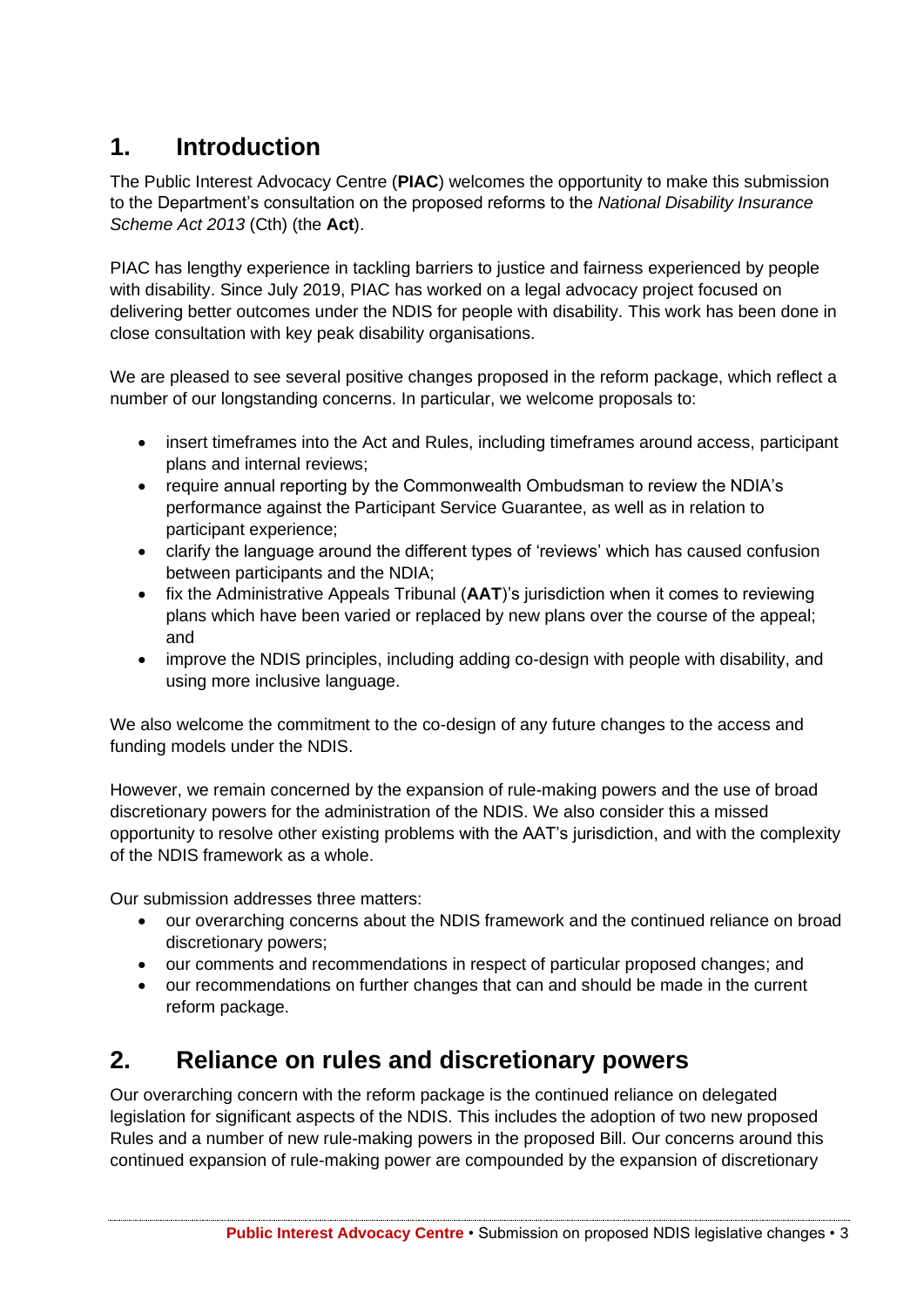## 1. Introduction

The Public Interest Advocacy Centre (**PIAC**) welcomes the opportunity to make this submission to the Department's consultation on the proposed reforms to the *National Disability Insurance Scheme Act 2013* (Cth) (the **Act**).

PIAC has lengthy experience in tackling barriers to justice and fairness experienced by people with disability. Since July 2019, PIAC has worked on a legal advocacy project focused on delivering better outcomes under the NDIS for people with disability. This work has been done in close consultation with key peak disability organisations.

We are pleased to see several positive changes proposed in the reform package, which reflect a number of our longstanding concerns. In particular, we welcome proposals to:

- insert timeframes into the Act and Rules, including timeframes around access, participant plans and internal reviews;
- require annual reporting by the Commonwealth Ombudsman to review the NDIA's performance against the Participant Service Guarantee, as well as in relation to participant experience;
- clarify the language around the different types of 'reviews' which has caused confusion between participants and the NDIA;
- fix the Administrative Appeals Tribunal (**AAT**)'s jurisdiction when it comes to reviewing plans which have been varied or replaced by new plans over the course of the appeal; and
- improve the NDIS principles, including adding co-design with people with disability, and using more inclusive language.

We also welcome the commitment to the co-design of any future changes to the access and funding models under the NDIS.

However, we remain concerned by the expansion of rule-making powers and the use of broad discretionary powers for the administration of the NDIS. We also consider this a missed opportunity to resolve other existing problems with the AAT's jurisdiction, and with the complexity of the NDIS framework as a whole.

Our submission addresses three matters:

- our overarching concerns about the NDIS framework and the continued reliance on broad discretionary powers;
- our comments and recommendations in respect of particular proposed changes; and
- our recommendations on further changes that can and should be made in the current reform package.

## 2. Reliance on rules and discretionary powers

Our overarching concern with the reform package is the continued reliance on delegated legislation for significant aspects of the NDIS. This includes the adoption of two new proposed Rules and a number of new rule-making powers in the proposed Bill. Our concerns around this continued expansion of rule-making power are compounded by the expansion of discretionary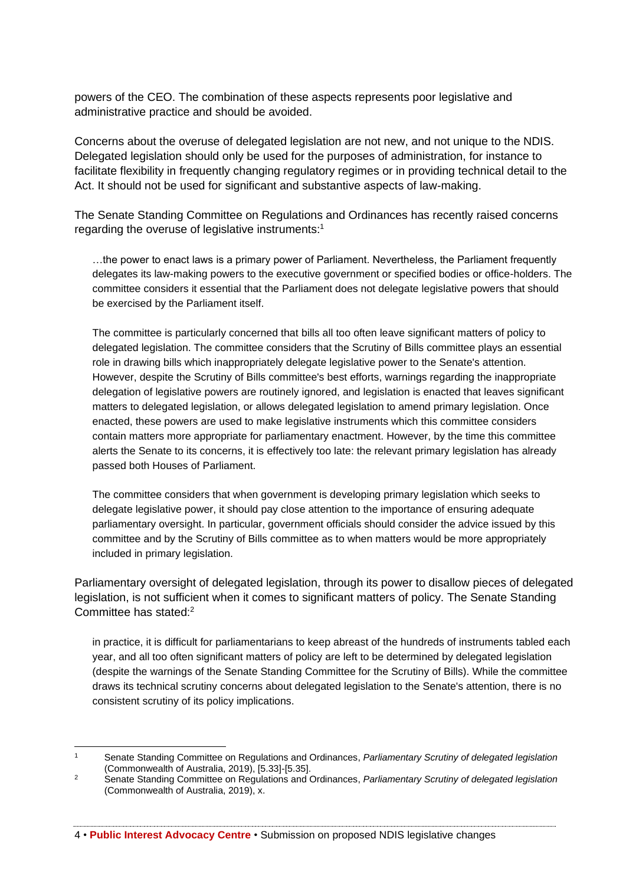powers of the CEO. The combination of these aspects represents poor legislative and administrative practice and should be avoided.

Concerns about the overuse of delegated legislation are not new, and not unique to the NDIS. Delegated legislation should only be used for the purposes of administration, for instance to facilitate flexibility in frequently changing regulatory regimes or in providing technical detail to the Act. It should not be used for significant and substantive aspects of law-making.

The Senate Standing Committee on Regulations and Ordinances has recently raised concerns regarding the overuse of legislative instruments:[1]

> …the power to enact laws is a primary power of Parliament. Nevertheless, the Parliament frequently delegates its law-making powers to the executive government or specified bodies or office-holders. The committee considers it essential that the Parliament does not delegate legislative powers that should be exercised by the Parliament itself.
>
> The committee is particularly concerned that bills all too often leave significant matters of policy to delegated legislation. The committee considers that the Scrutiny of Bills committee plays an essential role in drawing bills which inappropriately delegate legislative power to the Senate's attention. However, despite the Scrutiny of Bills committee's best efforts, warnings regarding the inappropriate delegation of legislative powers are routinely ignored, and legislation is enacted that leaves significant matters to delegated legislation, or allows delegated legislation to amend primary legislation. Once enacted, these powers are used to make legislative instruments which this committee considers contain matters more appropriate for parliamentary enactment. However, by the time this committee alerts the Senate to its concerns, it is effectively too late: the relevant primary legislation has already passed both Houses of Parliament.
>
> The committee considers that when government is developing primary legislation which seeks to delegate legislative power, it should pay close attention to the importance of ensuring adequate parliamentary oversight. In particular, government officials should consider the advice issued by this committee and by the Scrutiny of Bills committee as to when matters would be more appropriately included in primary legislation.

Parliamentary oversight of delegated legislation, through its power to disallow pieces of delegated legislation, is not sufficient when it comes to significant matters of policy. The Senate Standing Committee has stated:[2]

> in practice, it is difficult for parliamentarians to keep abreast of the hundreds of instruments tabled each year, and all too often significant matters of policy are left to be determined by delegated legislation (despite the warnings of the Senate Standing Committee for the Scrutiny of Bills). While the committee draws its technical scrutiny concerns about delegated legislation to the Senate's attention, there is no consistent scrutiny of its policy implications.

---

[1] Senate Standing Committee on Regulations and Ordinances, *Parliamentary Scrutiny of delegated legislation* (Commonwealth of Australia, 2019), [5.33]-[5.35].

[2] Senate Standing Committee on Regulations and Ordinances, *Parliamentary Scrutiny of delegated legislation* (Commonwealth of Australia, 2019), x.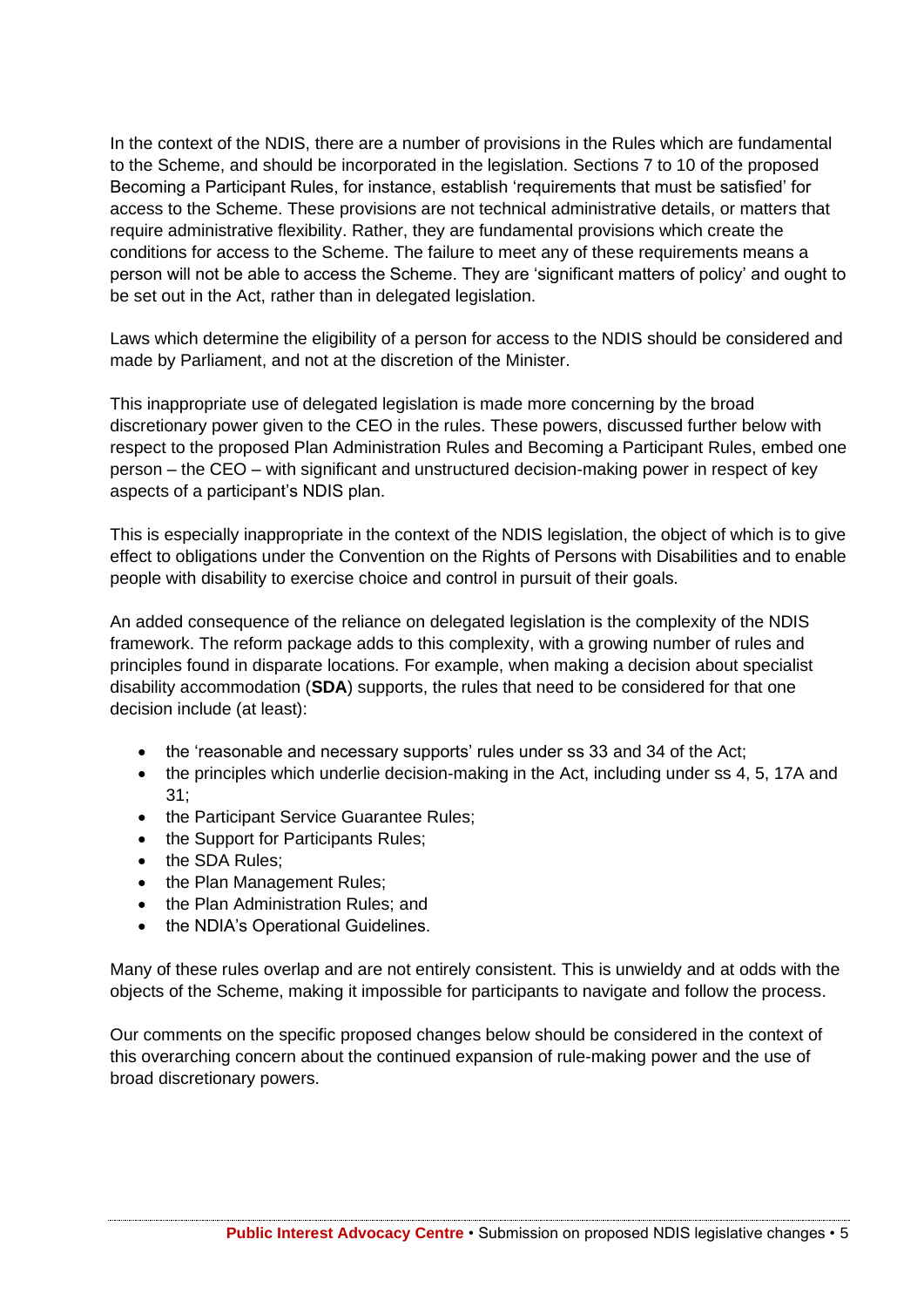In the context of the NDIS, there are a number of provisions in the Rules which are fundamental to the Scheme, and should be incorporated in the legislation. Sections 7 to 10 of the proposed Becoming a Participant Rules, for instance, establish 'requirements that must be satisfied' for access to the Scheme. These provisions are not technical administrative details, or matters that require administrative flexibility. Rather, they are fundamental provisions which create the conditions for access to the Scheme. The failure to meet any of these requirements means a person will not be able to access the Scheme. They are 'significant matters of policy' and ought to be set out in the Act, rather than in delegated legislation.

Laws which determine the eligibility of a person for access to the NDIS should be considered and made by Parliament, and not at the discretion of the Minister.

This inappropriate use of delegated legislation is made more concerning by the broad discretionary power given to the CEO in the rules. These powers, discussed further below with respect to the proposed Plan Administration Rules and Becoming a Participant Rules, embed one person – the CEO – with significant and unstructured decision-making power in respect of key aspects of a participant's NDIS plan.

This is especially inappropriate in the context of the NDIS legislation, the object of which is to give effect to obligations under the Convention on the Rights of Persons with Disabilities and to enable people with disability to exercise choice and control in pursuit of their goals.

An added consequence of the reliance on delegated legislation is the complexity of the NDIS framework. The reform package adds to this complexity, with a growing number of rules and principles found in disparate locations. For example, when making a decision about specialist disability accommodation (**SDA**) supports, the rules that need to be considered for that one decision include (at least):

- the 'reasonable and necessary supports' rules under ss 33 and 34 of the Act;
- the principles which underlie decision-making in the Act, including under ss 4, 5, 17A and 31;
- the Participant Service Guarantee Rules;
- the Support for Participants Rules;
- the SDA Rules;
- the Plan Management Rules;
- the Plan Administration Rules; and
- the NDIA's Operational Guidelines.

Many of these rules overlap and are not entirely consistent. This is unwieldy and at odds with the objects of the Scheme, making it impossible for participants to navigate and follow the process.

Our comments on the specific proposed changes below should be considered in the context of this overarching concern about the continued expansion of rule-making power and the use of broad discretionary powers.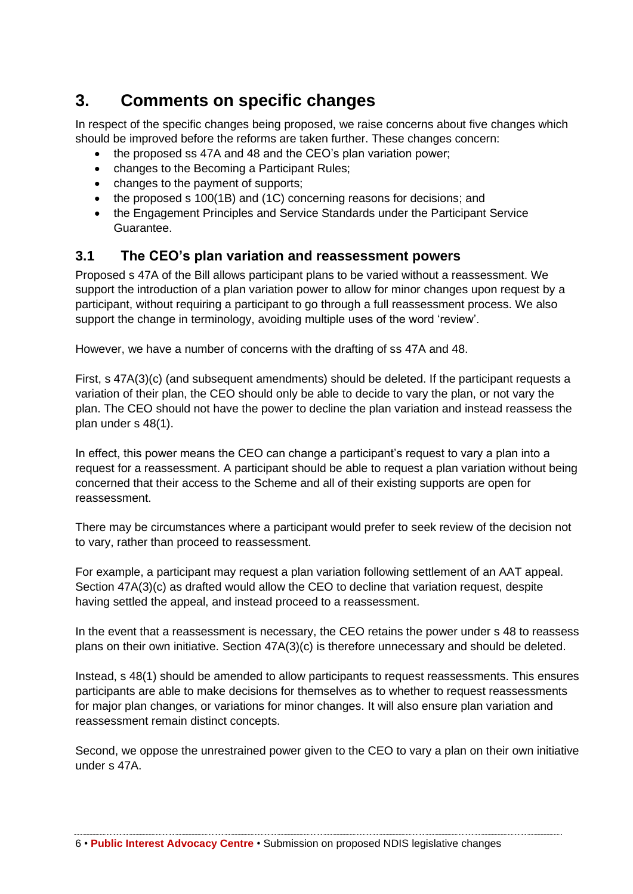## 3. Comments on specific changes

In respect of the specific changes being proposed, we raise concerns about five changes which should be improved before the reforms are taken further. These changes concern:

- the proposed ss 47A and 48 and the CEO's plan variation power;
- changes to the Becoming a Participant Rules;
- changes to the payment of supports;
- the proposed s 100(1B) and (1C) concerning reasons for decisions; and
- the Engagement Principles and Service Standards under the Participant Service Guarantee.

### 3.1 The CEO's plan variation and reassessment powers

Proposed s 47A of the Bill allows participant plans to be varied without a reassessment. We support the introduction of a plan variation power to allow for minor changes upon request by a participant, without requiring a participant to go through a full reassessment process. We also support the change in terminology, avoiding multiple uses of the word 'review'.

However, we have a number of concerns with the drafting of ss 47A and 48.

First, s 47A(3)(c) (and subsequent amendments) should be deleted. If the participant requests a variation of their plan, the CEO should only be able to decide to vary the plan, or not vary the plan. The CEO should not have the power to decline the plan variation and instead reassess the plan under s 48(1).

In effect, this power means the CEO can change a participant's request to vary a plan into a request for a reassessment. A participant should be able to request a plan variation without being concerned that their access to the Scheme and all of their existing supports are open for reassessment.

There may be circumstances where a participant would prefer to seek review of the decision not to vary, rather than proceed to reassessment.

For example, a participant may request a plan variation following settlement of an AAT appeal. Section 47A(3)(c) as drafted would allow the CEO to decline that variation request, despite having settled the appeal, and instead proceed to a reassessment.

In the event that a reassessment is necessary, the CEO retains the power under s 48 to reassess plans on their own initiative. Section 47A(3)(c) is therefore unnecessary and should be deleted.

Instead, s 48(1) should be amended to allow participants to request reassessments. This ensures participants are able to make decisions for themselves as to whether to request reassessments for major plan changes, or variations for minor changes. It will also ensure plan variation and reassessment remain distinct concepts.

Second, we oppose the unrestrained power given to the CEO to vary a plan on their own initiative under s 47A.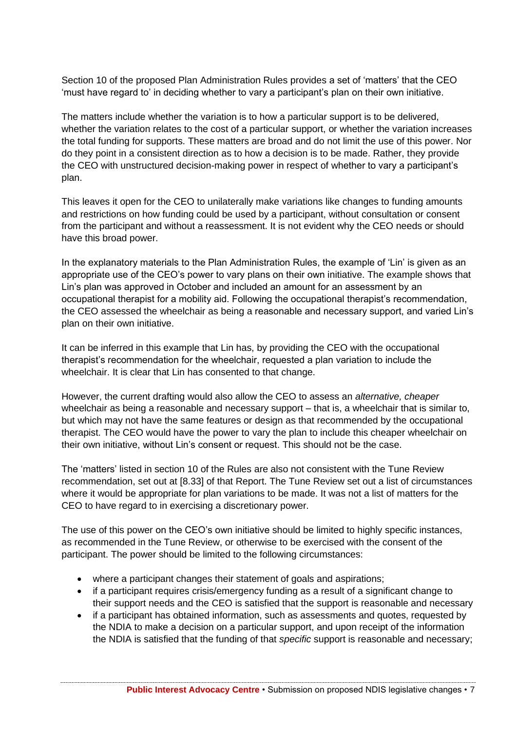Section 10 of the proposed Plan Administration Rules provides a set of 'matters' that the CEO 'must have regard to' in deciding whether to vary a participant's plan on their own initiative.

The matters include whether the variation is to how a particular support is to be delivered, whether the variation relates to the cost of a particular support, or whether the variation increases the total funding for supports. These matters are broad and do not limit the use of this power. Nor do they point in a consistent direction as to how a decision is to be made. Rather, they provide the CEO with unstructured decision-making power in respect of whether to vary a participant's plan.

This leaves it open for the CEO to unilaterally make variations like changes to funding amounts and restrictions on how funding could be used by a participant, without consultation or consent from the participant and without a reassessment. It is not evident why the CEO needs or should have this broad power.

In the explanatory materials to the Plan Administration Rules, the example of 'Lin' is given as an appropriate use of the CEO's power to vary plans on their own initiative. The example shows that Lin's plan was approved in October and included an amount for an assessment by an occupational therapist for a mobility aid. Following the occupational therapist's recommendation, the CEO assessed the wheelchair as being a reasonable and necessary support, and varied Lin's plan on their own initiative.

It can be inferred in this example that Lin has, by providing the CEO with the occupational therapist's recommendation for the wheelchair, requested a plan variation to include the wheelchair. It is clear that Lin has consented to that change.

However, the current drafting would also allow the CEO to assess an *alternative, cheaper* wheelchair as being a reasonable and necessary support – that is, a wheelchair that is similar to, but which may not have the same features or design as that recommended by the occupational therapist. The CEO would have the power to vary the plan to include this cheaper wheelchair on their own initiative, without Lin's consent or request. This should not be the case.

The 'matters' listed in section 10 of the Rules are also not consistent with the Tune Review recommendation, set out at [8.33] of that Report. The Tune Review set out a list of circumstances where it would be appropriate for plan variations to be made. It was not a list of matters for the CEO to have regard to in exercising a discretionary power.

The use of this power on the CEO's own initiative should be limited to highly specific instances, as recommended in the Tune Review, or otherwise to be exercised with the consent of the participant. The power should be limited to the following circumstances:

- where a participant changes their statement of goals and aspirations;
- if a participant requires crisis/emergency funding as a result of a significant change to their support needs and the CEO is satisfied that the support is reasonable and necessary
- if a participant has obtained information, such as assessments and quotes, requested by the NDIA to make a decision on a particular support, and upon receipt of the information the NDIA is satisfied that the funding of that *specific* support is reasonable and necessary;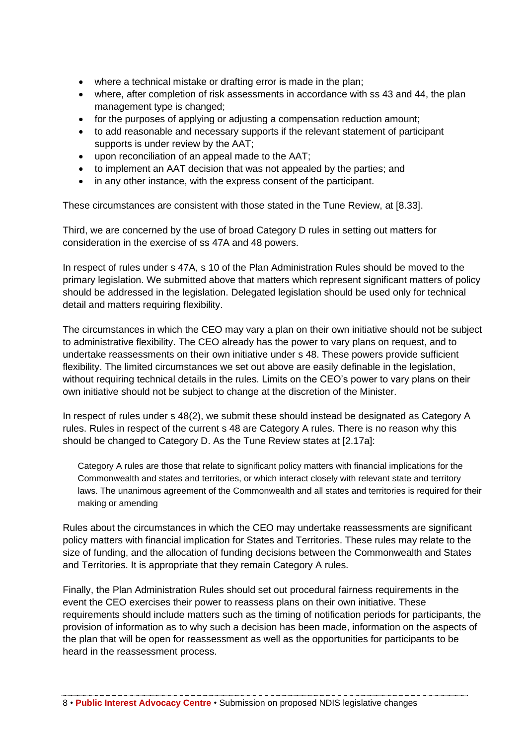- where a technical mistake or drafting error is made in the plan;
- where, after completion of risk assessments in accordance with ss 43 and 44, the plan management type is changed;
- for the purposes of applying or adjusting a compensation reduction amount;
- to add reasonable and necessary supports if the relevant statement of participant supports is under review by the AAT;
- upon reconciliation of an appeal made to the AAT;
- to implement an AAT decision that was not appealed by the parties; and
- in any other instance, with the express consent of the participant.

These circumstances are consistent with those stated in the Tune Review, at [8.33].

Third, we are concerned by the use of broad Category D rules in setting out matters for consideration in the exercise of ss 47A and 48 powers.

In respect of rules under s 47A, s 10 of the Plan Administration Rules should be moved to the primary legislation. We submitted above that matters which represent significant matters of policy should be addressed in the legislation. Delegated legislation should be used only for technical detail and matters requiring flexibility.

The circumstances in which the CEO may vary a plan on their own initiative should not be subject to administrative flexibility. The CEO already has the power to vary plans on request, and to undertake reassessments on their own initiative under s 48. These powers provide sufficient flexibility. The limited circumstances we set out above are easily definable in the legislation, without requiring technical details in the rules. Limits on the CEO's power to vary plans on their own initiative should not be subject to change at the discretion of the Minister.

In respect of rules under s 48(2), we submit these should instead be designated as Category A rules. Rules in respect of the current s 48 are Category A rules. There is no reason why this should be changed to Category D. As the Tune Review states at [2.17a]:

> Category A rules are those that relate to significant policy matters with financial implications for the Commonwealth and states and territories, or which interact closely with relevant state and territory laws. The unanimous agreement of the Commonwealth and all states and territories is required for their making or amending

Rules about the circumstances in which the CEO may undertake reassessments are significant policy matters with financial implication for States and Territories. These rules may relate to the size of funding, and the allocation of funding decisions between the Commonwealth and States and Territories. It is appropriate that they remain Category A rules.

Finally, the Plan Administration Rules should set out procedural fairness requirements in the event the CEO exercises their power to reassess plans on their own initiative. These requirements should include matters such as the timing of notification periods for participants, the provision of information as to why such a decision has been made, information on the aspects of the plan that will be open for reassessment as well as the opportunities for participants to be heard in the reassessment process.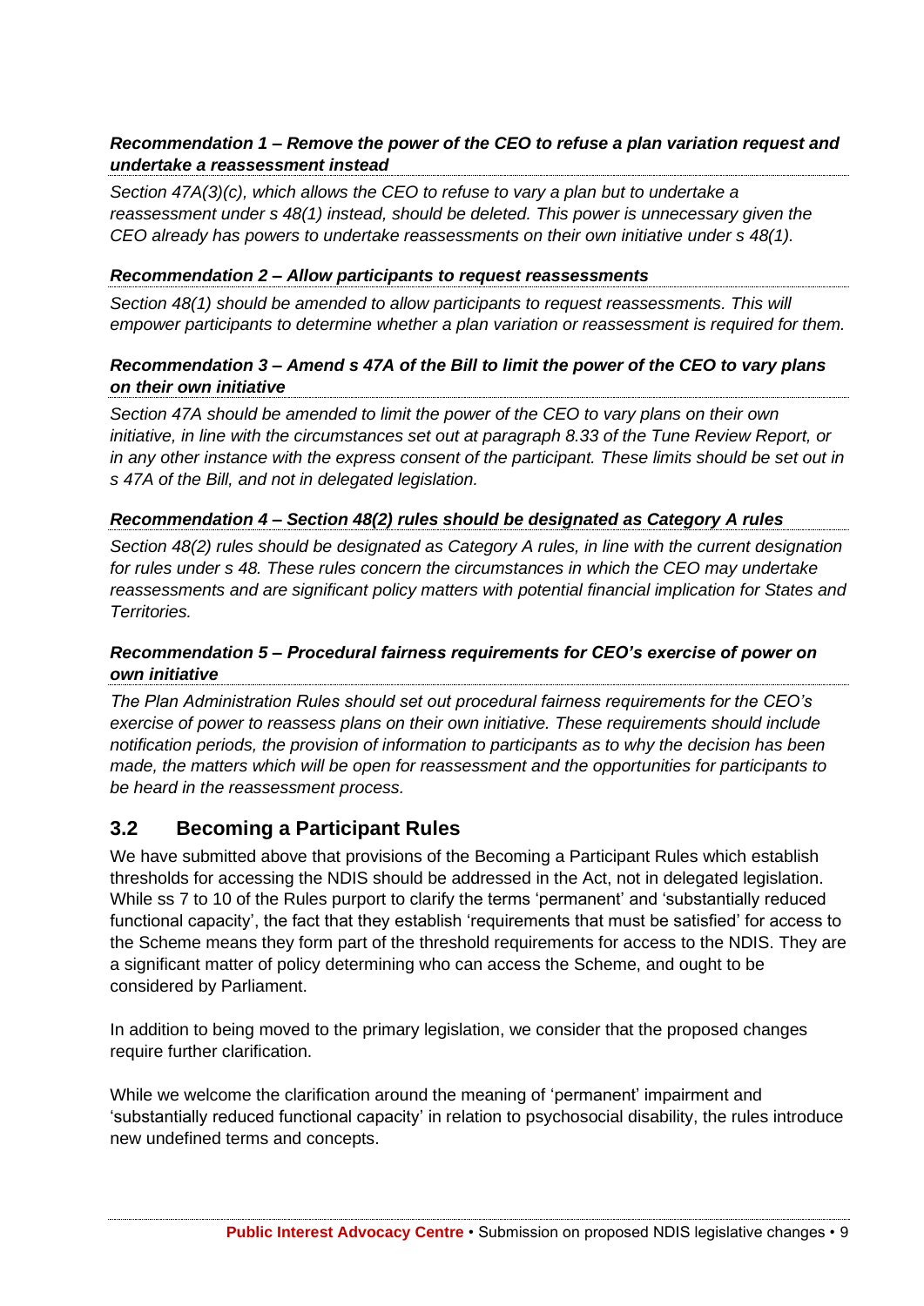***Recommendation 1 – Remove the power of the CEO to refuse a plan variation request and undertake a reassessment instead***

*Section 47A(3)(c), which allows the CEO to refuse to vary a plan but to undertake a reassessment under s 48(1) instead, should be deleted. This power is unnecessary given the CEO already has powers to undertake reassessments on their own initiative under s 48(1).*

***Recommendation 2 – Allow participants to request reassessments***

*Section 48(1) should be amended to allow participants to request reassessments. This will empower participants to determine whether a plan variation or reassessment is required for them.*

***Recommendation 3 – Amend s 47A of the Bill to limit the power of the CEO to vary plans on their own initiative***

*Section 47A should be amended to limit the power of the CEO to vary plans on their own initiative, in line with the circumstances set out at paragraph 8.33 of the Tune Review Report, or in any other instance with the express consent of the participant. These limits should be set out in s 47A of the Bill, and not in delegated legislation.*

***Recommendation 4 – Section 48(2) rules should be designated as Category A rules***

*Section 48(2) rules should be designated as Category A rules, in line with the current designation for rules under s 48. These rules concern the circumstances in which the CEO may undertake reassessments and are significant policy matters with potential financial implication for States and Territories.*

***Recommendation 5 – Procedural fairness requirements for CEO's exercise of power on own initiative***

*The Plan Administration Rules should set out procedural fairness requirements for the CEO's exercise of power to reassess plans on their own initiative. These requirements should include notification periods, the provision of information to participants as to why the decision has been made, the matters which will be open for reassessment and the opportunities for participants to be heard in the reassessment process.*

## 3.2 Becoming a Participant Rules

We have submitted above that provisions of the Becoming a Participant Rules which establish thresholds for accessing the NDIS should be addressed in the Act, not in delegated legislation. While ss 7 to 10 of the Rules purport to clarify the terms 'permanent' and 'substantially reduced functional capacity', the fact that they establish 'requirements that must be satisfied' for access to the Scheme means they form part of the threshold requirements for access to the NDIS. They are a significant matter of policy determining who can access the Scheme, and ought to be considered by Parliament.

In addition to being moved to the primary legislation, we consider that the proposed changes require further clarification.

While we welcome the clarification around the meaning of 'permanent' impairment and 'substantially reduced functional capacity' in relation to psychosocial disability, the rules introduce new undefined terms and concepts.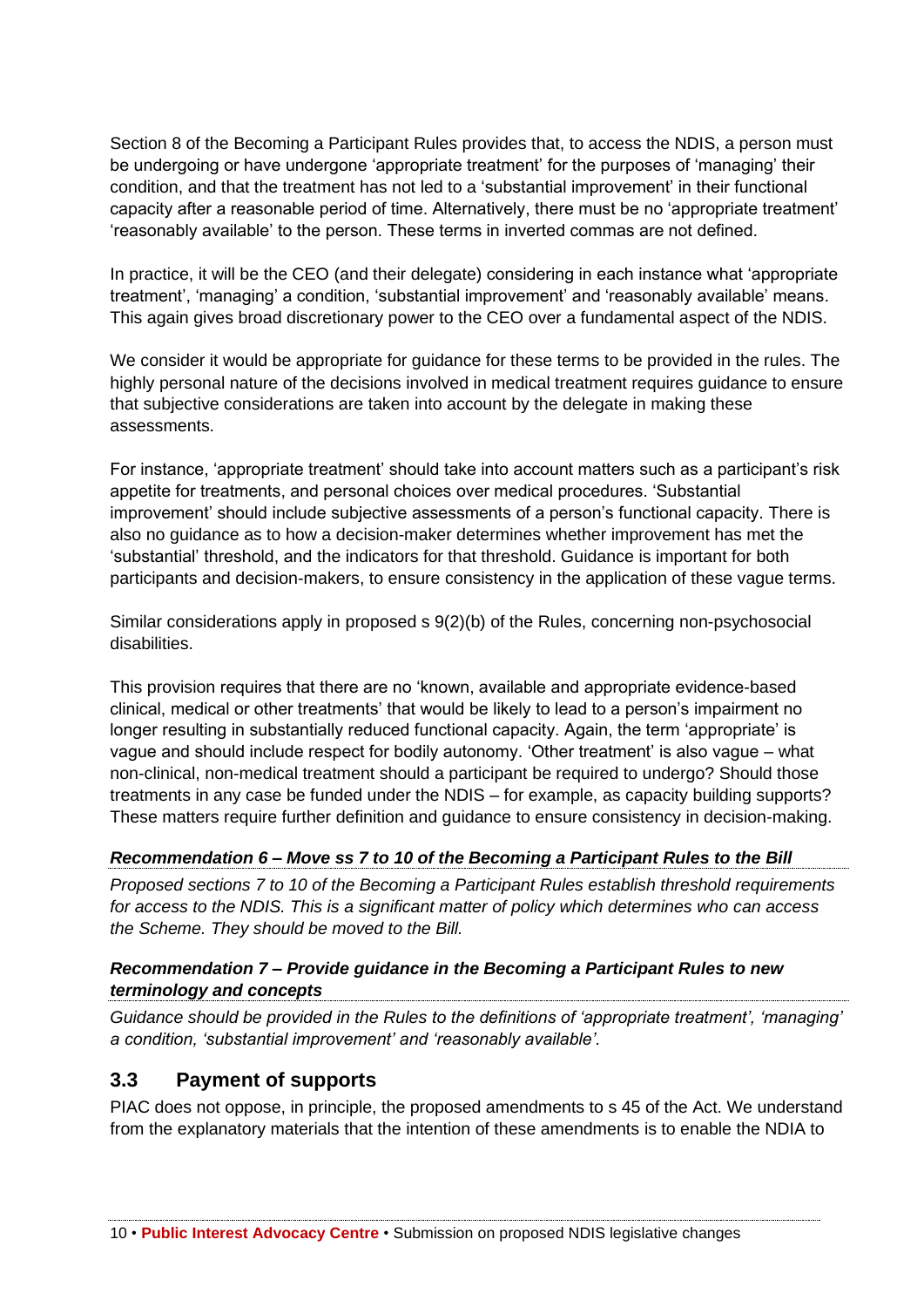Section 8 of the Becoming a Participant Rules provides that, to access the NDIS, a person must be undergoing or have undergone 'appropriate treatment' for the purposes of 'managing' their condition, and that the treatment has not led to a 'substantial improvement' in their functional capacity after a reasonable period of time. Alternatively, there must be no 'appropriate treatment' 'reasonably available' to the person. These terms in inverted commas are not defined.

In practice, it will be the CEO (and their delegate) considering in each instance what 'appropriate treatment', 'managing' a condition, 'substantial improvement' and 'reasonably available' means. This again gives broad discretionary power to the CEO over a fundamental aspect of the NDIS.

We consider it would be appropriate for guidance for these terms to be provided in the rules. The highly personal nature of the decisions involved in medical treatment requires guidance to ensure that subjective considerations are taken into account by the delegate in making these assessments.

For instance, 'appropriate treatment' should take into account matters such as a participant's risk appetite for treatments, and personal choices over medical procedures. 'Substantial improvement' should include subjective assessments of a person's functional capacity. There is also no guidance as to how a decision-maker determines whether improvement has met the 'substantial' threshold, and the indicators for that threshold. Guidance is important for both participants and decision-makers, to ensure consistency in the application of these vague terms.

Similar considerations apply in proposed s 9(2)(b) of the Rules, concerning non-psychosocial disabilities.

This provision requires that there are no 'known, available and appropriate evidence-based clinical, medical or other treatments' that would be likely to lead to a person's impairment no longer resulting in substantially reduced functional capacity. Again, the term 'appropriate' is vague and should include respect for bodily autonomy. 'Other treatment' is also vague – what non-clinical, non-medical treatment should a participant be required to undergo? Should those treatments in any case be funded under the NDIS – for example, as capacity building supports? These matters require further definition and guidance to ensure consistency in decision-making.

***Recommendation 6 – Move ss 7 to 10 of the Becoming a Participant Rules to the Bill***

*Proposed sections 7 to 10 of the Becoming a Participant Rules establish threshold requirements for access to the NDIS. This is a significant matter of policy which determines who can access the Scheme. They should be moved to the Bill.*

***Recommendation 7 – Provide guidance in the Becoming a Participant Rules to new terminology and concepts***

*Guidance should be provided in the Rules to the definitions of 'appropriate treatment', 'managing' a condition, 'substantial improvement' and 'reasonably available'.*

## 3.3 Payment of supports

PIAC does not oppose, in principle, the proposed amendments to s 45 of the Act. We understand from the explanatory materials that the intention of these amendments is to enable the NDIA to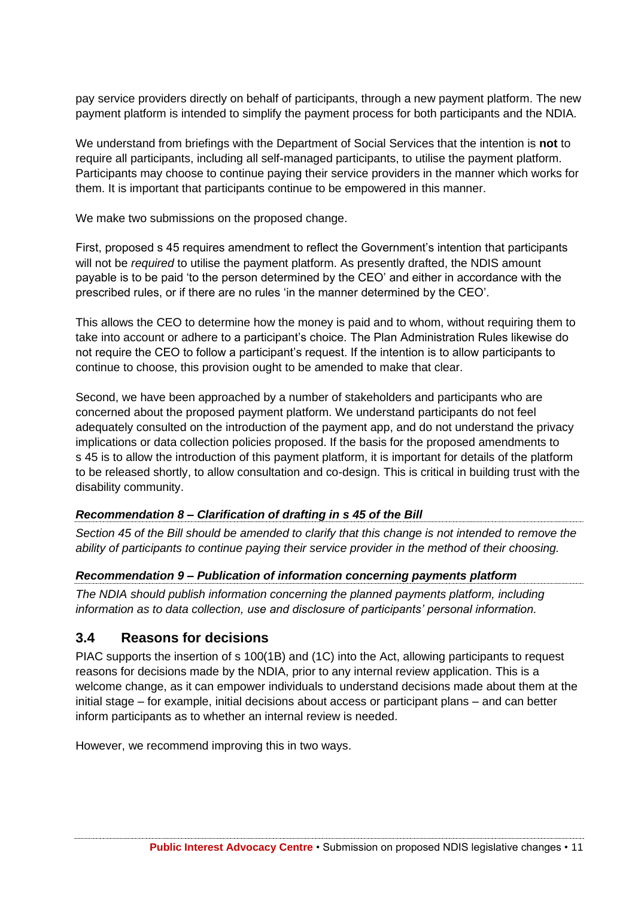pay service providers directly on behalf of participants, through a new payment platform. The new payment platform is intended to simplify the payment process for both participants and the NDIA.

We understand from briefings with the Department of Social Services that the intention is **not** to require all participants, including all self-managed participants, to utilise the payment platform. Participants may choose to continue paying their service providers in the manner which works for them. It is important that participants continue to be empowered in this manner.

We make two submissions on the proposed change.

First, proposed s 45 requires amendment to reflect the Government's intention that participants will not be *required* to utilise the payment platform. As presently drafted, the NDIS amount payable is to be paid 'to the person determined by the CEO' and either in accordance with the prescribed rules, or if there are no rules 'in the manner determined by the CEO'.

This allows the CEO to determine how the money is paid and to whom, without requiring them to take into account or adhere to a participant's choice. The Plan Administration Rules likewise do not require the CEO to follow a participant's request. If the intention is to allow participants to continue to choose, this provision ought to be amended to make that clear.

Second, we have been approached by a number of stakeholders and participants who are concerned about the proposed payment platform. We understand participants do not feel adequately consulted on the introduction of the payment app, and do not understand the privacy implications or data collection policies proposed. If the basis for the proposed amendments to s 45 is to allow the introduction of this payment platform, it is important for details of the platform to be released shortly, to allow consultation and co-design. This is critical in building trust with the disability community.

***Recommendation 8 – Clarification of drafting in s 45 of the Bill***

*Section 45 of the Bill should be amended to clarify that this change is not intended to remove the ability of participants to continue paying their service provider in the method of their choosing.*

***Recommendation 9 – Publication of information concerning payments platform***

*The NDIA should publish information concerning the planned payments platform, including information as to data collection, use and disclosure of participants' personal information.*

## 3.4 Reasons for decisions

PIAC supports the insertion of s 100(1B) and (1C) into the Act, allowing participants to request reasons for decisions made by the NDIA, prior to any internal review application. This is a welcome change, as it can empower individuals to understand decisions made about them at the initial stage – for example, initial decisions about access or participant plans – and can better inform participants as to whether an internal review is needed.

However, we recommend improving this in two ways.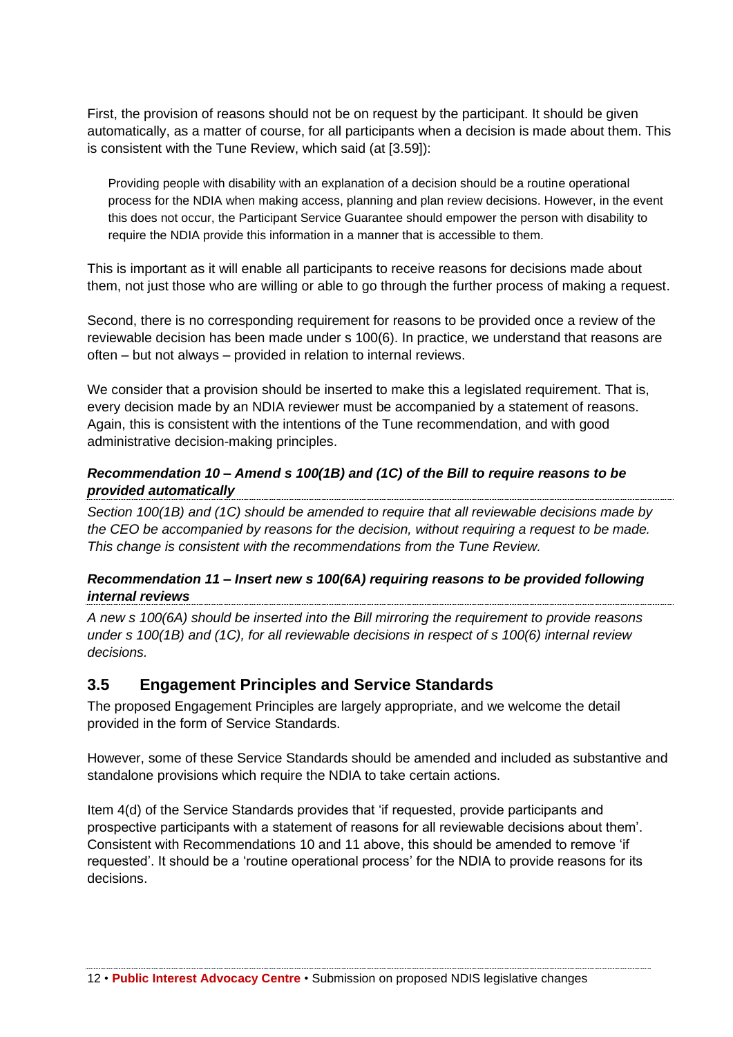First, the provision of reasons should not be on request by the participant. It should be given automatically, as a matter of course, for all participants when a decision is made about them. This is consistent with the Tune Review, which said (at [3.59]):

> Providing people with disability with an explanation of a decision should be a routine operational process for the NDIA when making access, planning and plan review decisions. However, in the event this does not occur, the Participant Service Guarantee should empower the person with disability to require the NDIA provide this information in a manner that is accessible to them.

This is important as it will enable all participants to receive reasons for decisions made about them, not just those who are willing or able to go through the further process of making a request.

Second, there is no corresponding requirement for reasons to be provided once a review of the reviewable decision has been made under s 100(6). In practice, we understand that reasons are often – but not always – provided in relation to internal reviews.

We consider that a provision should be inserted to make this a legislated requirement. That is, every decision made by an NDIA reviewer must be accompanied by a statement of reasons. Again, this is consistent with the intentions of the Tune recommendation, and with good administrative decision-making principles.

***Recommendation 10 – Amend s 100(1B) and (1C) of the Bill to require reasons to be provided automatically***

*Section 100(1B) and (1C) should be amended to require that all reviewable decisions made by the CEO be accompanied by reasons for the decision, without requiring a request to be made. This change is consistent with the recommendations from the Tune Review.*

***Recommendation 11 – Insert new s 100(6A) requiring reasons to be provided following internal reviews***

*A new s 100(6A) should be inserted into the Bill mirroring the requirement to provide reasons under s 100(1B) and (1C), for all reviewable decisions in respect of s 100(6) internal review decisions.*

## 3.5 Engagement Principles and Service Standards

The proposed Engagement Principles are largely appropriate, and we welcome the detail provided in the form of Service Standards.

However, some of these Service Standards should be amended and included as substantive and standalone provisions which require the NDIA to take certain actions.

Item 4(d) of the Service Standards provides that 'if requested, provide participants and prospective participants with a statement of reasons for all reviewable decisions about them'. Consistent with Recommendations 10 and 11 above, this should be amended to remove 'if requested'. It should be a 'routine operational process' for the NDIA to provide reasons for its decisions.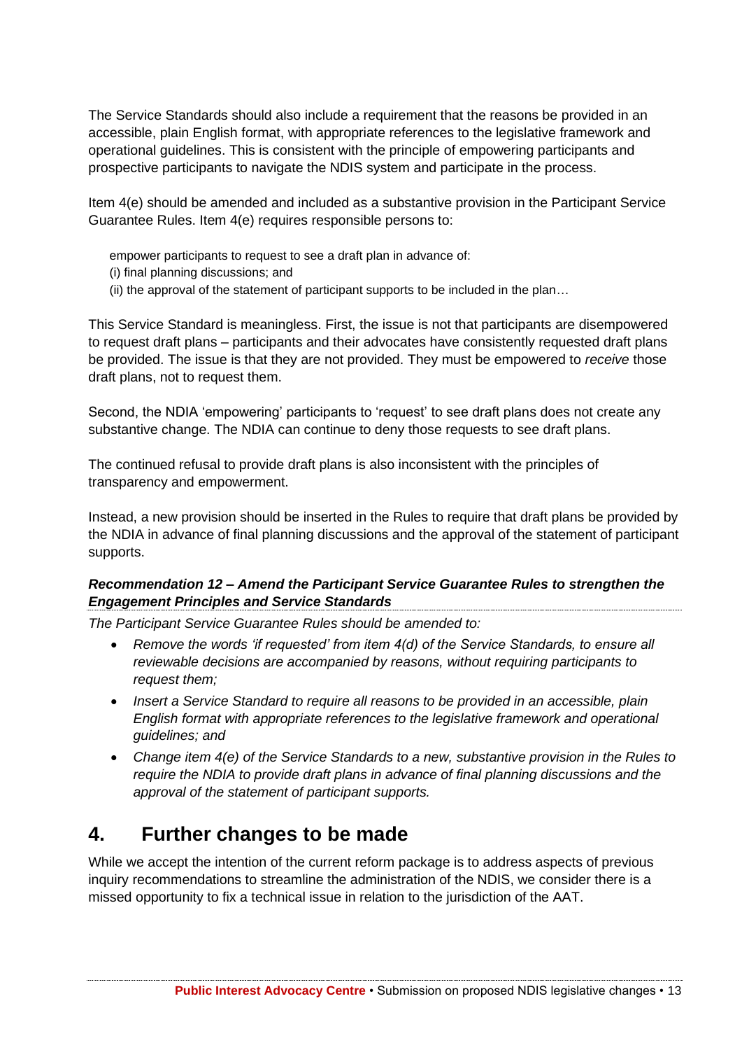The Service Standards should also include a requirement that the reasons be provided in an accessible, plain English format, with appropriate references to the legislative framework and operational guidelines. This is consistent with the principle of empowering participants and prospective participants to navigate the NDIS system and participate in the process.

Item 4(e) should be amended and included as a substantive provision in the Participant Service Guarantee Rules. Item 4(e) requires responsible persons to:

> empower participants to request to see a draft plan in advance of:
> (i) final planning discussions; and
> (ii) the approval of the statement of participant supports to be included in the plan…

This Service Standard is meaningless. First, the issue is not that participants are disempowered to request draft plans – participants and their advocates have consistently requested draft plans be provided. The issue is that they are not provided. They must be empowered to *receive* those draft plans, not to request them.

Second, the NDIA 'empowering' participants to 'request' to see draft plans does not create any substantive change. The NDIA can continue to deny those requests to see draft plans.

The continued refusal to provide draft plans is also inconsistent with the principles of transparency and empowerment.

Instead, a new provision should be inserted in the Rules to require that draft plans be provided by the NDIA in advance of final planning discussions and the approval of the statement of participant supports.

***Recommendation 12 – Amend the Participant Service Guarantee Rules to strengthen the Engagement Principles and Service Standards***

*The Participant Service Guarantee Rules should be amended to:*

- *Remove the words 'if requested' from item 4(d) of the Service Standards, to ensure all reviewable decisions are accompanied by reasons, without requiring participants to request them;*
- *Insert a Service Standard to require all reasons to be provided in an accessible, plain English format with appropriate references to the legislative framework and operational guidelines; and*
- *Change item 4(e) of the Service Standards to a new, substantive provision in the Rules to require the NDIA to provide draft plans in advance of final planning discussions and the approval of the statement of participant supports.*

## 4. Further changes to be made

While we accept the intention of the current reform package is to address aspects of previous inquiry recommendations to streamline the administration of the NDIS, we consider there is a missed opportunity to fix a technical issue in relation to the jurisdiction of the AAT.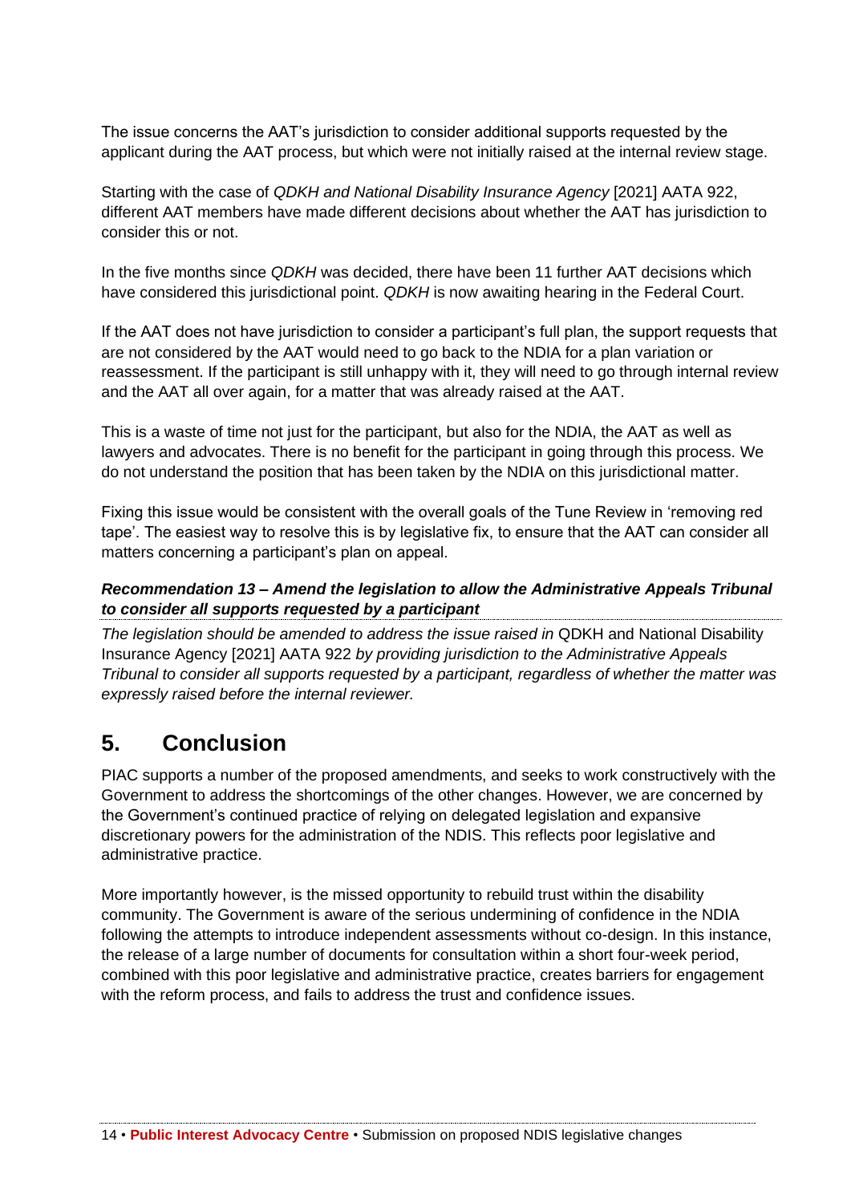The issue concerns the AAT's jurisdiction to consider additional supports requested by the applicant during the AAT process, but which were not initially raised at the internal review stage.

Starting with the case of *QDKH and National Disability Insurance Agency* [2021] AATA 922, different AAT members have made different decisions about whether the AAT has jurisdiction to consider this or not.

In the five months since *QDKH* was decided, there have been 11 further AAT decisions which have considered this jurisdictional point. *QDKH* is now awaiting hearing in the Federal Court.

If the AAT does not have jurisdiction to consider a participant's full plan, the support requests that are not considered by the AAT would need to go back to the NDIA for a plan variation or reassessment. If the participant is still unhappy with it, they will need to go through internal review and the AAT all over again, for a matter that was already raised at the AAT.

This is a waste of time not just for the participant, but also for the NDIA, the AAT as well as lawyers and advocates. There is no benefit for the participant in going through this process. We do not understand the position that has been taken by the NDIA on this jurisdictional matter.

Fixing this issue would be consistent with the overall goals of the Tune Review in 'removing red tape'. The easiest way to resolve this is by legislative fix, to ensure that the AAT can consider all matters concerning a participant's plan on appeal.

***Recommendation 13 – Amend the legislation to allow the Administrative Appeals Tribunal to consider all supports requested by a participant***

*The legislation should be amended to address the issue raised in* QDKH and National Disability Insurance Agency [2021] AATA 922 *by providing jurisdiction to the Administrative Appeals Tribunal to consider all supports requested by a participant, regardless of whether the matter was expressly raised before the internal reviewer.*

## 5. Conclusion

PIAC supports a number of the proposed amendments, and seeks to work constructively with the Government to address the shortcomings of the other changes. However, we are concerned by the Government's continued practice of relying on delegated legislation and expansive discretionary powers for the administration of the NDIS. This reflects poor legislative and administrative practice.

More importantly however, is the missed opportunity to rebuild trust within the disability community. The Government is aware of the serious undermining of confidence in the NDIA following the attempts to introduce independent assessments without co-design. In this instance, the release of a large number of documents for consultation within a short four-week period, combined with this poor legislative and administrative practice, creates barriers for engagement with the reform process, and fails to address the trust and confidence issues.